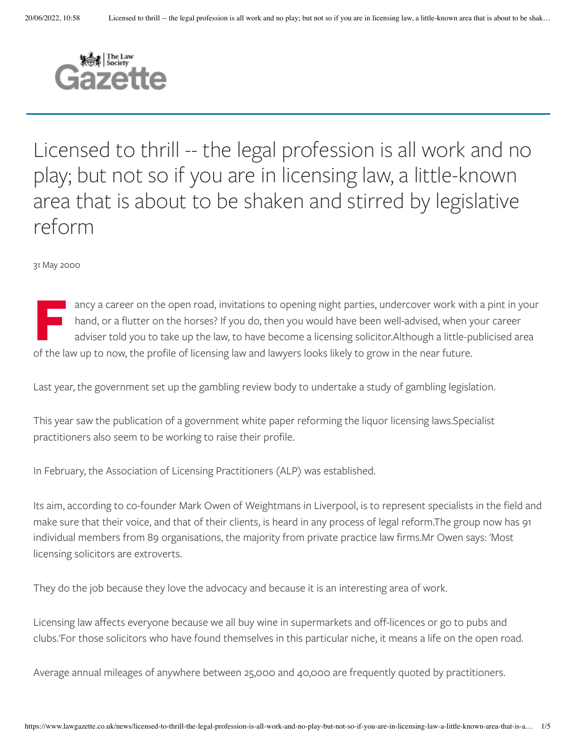# Licensed to thrill -- the legal profession is all work and no play; but not so if you are in licensing law, a little-known area that is about to be shaken and stirred by legislative reform

31 May 2000

Fancy a career on the open road, invitations to opening night parties, undercover work with a pint in your hand, or a flutter on the horses? If you do, then you would have been well-advised, when your career adviser told you to take up the law, to have become a licensing solicitor.Although a little-publicised area of the law up to now, the profile of licensing law and lawyers looks likely to grow in the near future.

Last year, the government set up the gambling review body to undertake a study of gambling legislation.

This year saw the publication of a government white paper reforming the liquor licensing laws.Specialist practitioners also seem to be working to raise their profile.

In February, the Association of Licensing Practitioners (ALP) was established.

Its aim, according to co-founder Mark Owen of Weightmans in Liverpool, is to represent specialists in the field and make sure that their voice, and that of their clients, is heard in any process of legal reform.The group now has 91 individual members from 89 organisations, the majority from private practice law firms.Mr Owen says: 'Most licensing solicitors are extroverts.

They do the job because they love the advocacy and because it is an interesting area of work.

Licensing law affects everyone because we all buy wine in supermarkets and off-licences or go to pubs and clubs.'For those solicitors who have found themselves in this particular niche, it means a life on the open road.

Average annual mileages of anywhere between 25,000 and 40,000 are frequently quoted by practitioners.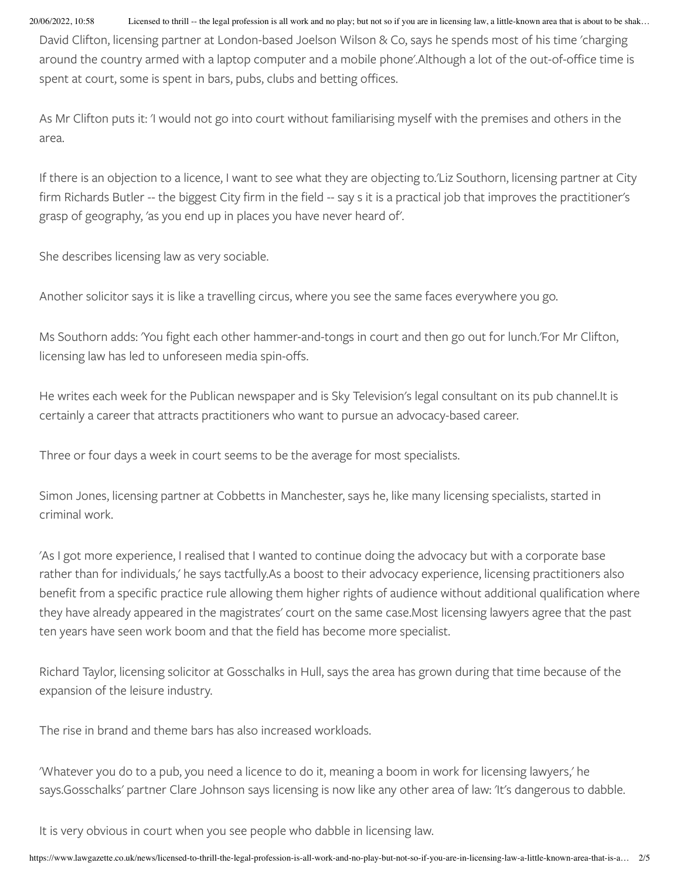David Clifton, licensing partner at London-based Joelson Wilson & Co, says he spends most of his time 'charging around the country armed with a laptop computer and a mobile phone'.Although a lot of the out-of-office time is spent at court, some is spent in bars, pubs, clubs and betting offices.

As Mr Clifton puts it: 'I would not go into court without familiarising myself with the premises and others in the area.

If there is an objection to a licence, I want to see what they are objecting to.'Liz Southorn, licensing partner at City firm Richards Butler -- the biggest City firm in the field -- say s it is a practical job that improves the practitioner's grasp of geography, 'as you end up in places you have never heard of'.

She describes licensing law as very sociable.

Another solicitor says it is like a travelling circus, where you see the same faces everywhere you go.

Ms Southorn adds: 'You fight each other hammer-and-tongs in court and then go out for lunch.'For Mr Clifton, licensing law has led to unforeseen media spin-offs.

He writes each week for the Publican newspaper and is Sky Television's legal consultant on its pub channel.It is certainly a career that attracts practitioners who want to pursue an advocacy-based career.

Three or four days a week in court seems to be the average for most specialists.

Simon Jones, licensing partner at Cobbetts in Manchester, says he, like many licensing specialists, started in criminal work.

'As I got more experience, I realised that I wanted to continue doing the advocacy but with a corporate base rather than for individuals,' he says tactfully.As a boost to their advocacy experience, licensing practitioners also benefit from a specific practice rule allowing them higher rights of audience without additional qualification where they have already appeared in the magistrates' court on the same case.Most licensing lawyers agree that the past ten years have seen work boom and that the field has become more specialist.

Richard Taylor, licensing solicitor at Gosschalks in Hull, says the area has grown during that time because of the expansion of the leisure industry.

The rise in brand and theme bars has also increased workloads.

'Whatever you do to a pub, you need a licence to do it, meaning a boom in work for licensing lawyers,' he says.Gosschalks' partner Clare Johnson says licensing is now like any other area of law: 'It's dangerous to dabble.

It is very obvious in court when you see people who dabble in licensing law.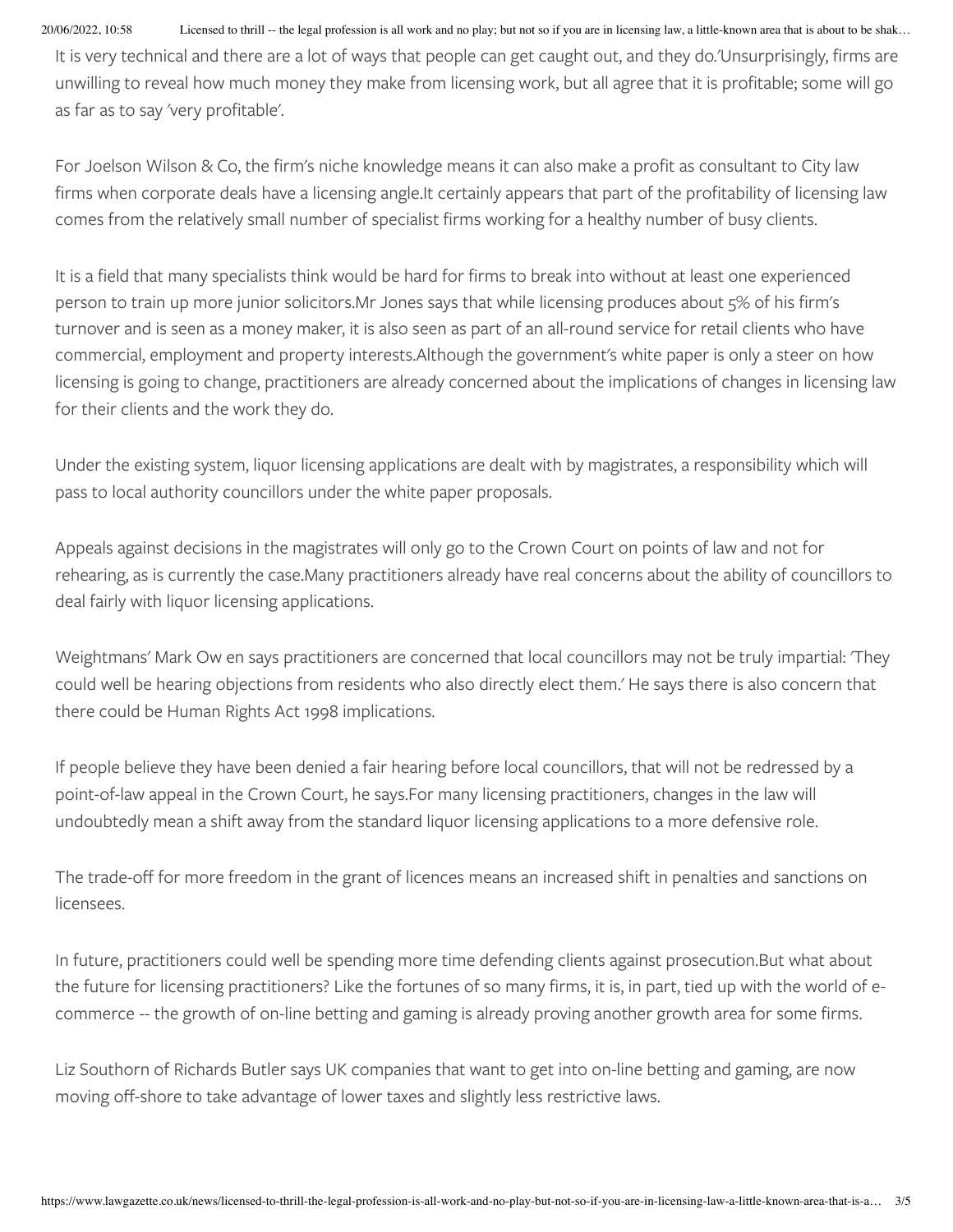It is very technical and there are a lot of ways that people can get caught out, and they do.'Unsurprisingly, firms are unwilling to reveal how much money they make from licensing work, but all agree that it is profitable; some will go as far as to say 'very profitable'.

For Joelson Wilson & Co, the firm's niche knowledge means it can also make a profit as consultant to City law firms when corporate deals have a licensing angle.It certainly appears that part of the profitability of licensing law comes from the relatively small number of specialist firms working for a healthy number of busy clients.

It is a field that many specialists think would be hard for firms to break into without at least one experienced person to train up more junior solicitors.Mr Jones says that while licensing produces about 5% of his firm's turnover and is seen as a money maker, it is also seen as part of an all-round service for retail clients who have commercial, employment and property interests.Although the government's white paper is only a steer on how licensing is going to change, practitioners are already concerned about the implications of changes in licensing law for their clients and the work they do.

Under the existing system, liquor licensing applications are dealt with by magistrates, a responsibility which will pass to local authority councillors under the white paper proposals.

Appeals against decisions in the magistrates will only go to the Crown Court on points of law and not for rehearing, as is currently the case.Many practitioners already have real concerns about the ability of councillors to deal fairly with liquor licensing applications.

Weightmans' Mark Ow en says practitioners are concerned that local councillors may not be truly impartial: 'They could well be hearing objections from residents who also directly elect them.' He says there is also concern that there could be Human Rights Act 1998 implications.

If people believe they have been denied a fair hearing before local councillors, that will not be redressed by a point-of-law appeal in the Crown Court, he says.For many licensing practitioners, changes in the law will undoubtedly mean a shift away from the standard liquor licensing applications to a more defensive role.

The trade-off for more freedom in the grant of licences means an increased shift in penalties and sanctions on licensees.

In future, practitioners could well be spending more time defending clients against prosecution.But what about the future for licensing practitioners? Like the fortunes of so many firms, it is, in part, tied up with the world of e-commerce -- the growth of on-line betting and gaming is already proving another growth area for some firms.

Liz Southorn of Richards Butler says UK companies that want to get into on-line betting and gaming, are now moving off-shore to take advantage of lower taxes and slightly less restrictive laws.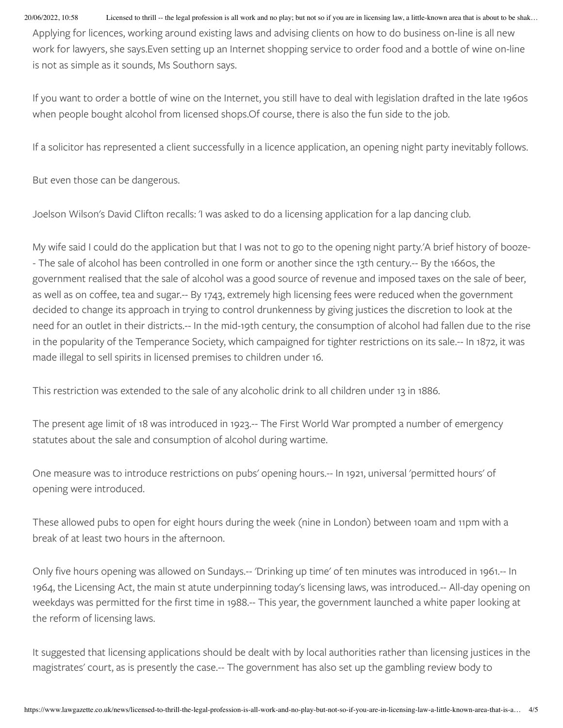Applying for licences, working around existing laws and advising clients on how to do business on-line is all new work for lawyers, she says.Even setting up an Internet shopping service to order food and a bottle of wine on-line is not as simple as it sounds, Ms Southorn says.

If you want to order a bottle of wine on the Internet, you still have to deal with legislation drafted in the late 1960s when people bought alcohol from licensed shops.Of course, there is also the fun side to the job.

If a solicitor has represented a client successfully in a licence application, an opening night party inevitably follows.

But even those can be dangerous.

Joelson Wilson's David Clifton recalls: 'I was asked to do a licensing application for a lap dancing club.

My wife said I could do the application but that I was not to go to the opening night party.'A brief history of booze-- The sale of alcohol has been controlled in one form or another since the 13th century.-- By the 1660s, the government realised that the sale of alcohol was a good source of revenue and imposed taxes on the sale of beer, as well as on coffee, tea and sugar.-- By 1743, extremely high licensing fees were reduced when the government decided to change its approach in trying to control drunkenness by giving justices the discretion to look at the need for an outlet in their districts.-- In the mid-19th century, the consumption of alcohol had fallen due to the rise in the popularity of the Temperance Society, which campaigned for tighter restrictions on its sale.-- In 1872, it was made illegal to sell spirits in licensed premises to children under 16.

This restriction was extended to the sale of any alcoholic drink to all children under 13 in 1886.

The present age limit of 18 was introduced in 1923.-- The First World War prompted a number of emergency statutes about the sale and consumption of alcohol during wartime.

One measure was to introduce restrictions on pubs' opening hours.-- In 1921, universal 'permitted hours' of opening were introduced.

These allowed pubs to open for eight hours during the week (nine in London) between 10am and 11pm with a break of at least two hours in the afternoon.

Only five hours opening was allowed on Sundays.-- 'Drinking up time' of ten minutes was introduced in 1961.-- In 1964, the Licensing Act, the main st atute underpinning today's licensing laws, was introduced.-- All-day opening on weekdays was permitted for the first time in 1988.-- This year, the government launched a white paper looking at the reform of licensing laws.

It suggested that licensing applications should be dealt with by local authorities rather than licensing justices in the magistrates' court, as is presently the case.-- The government has also set up the gambling review body to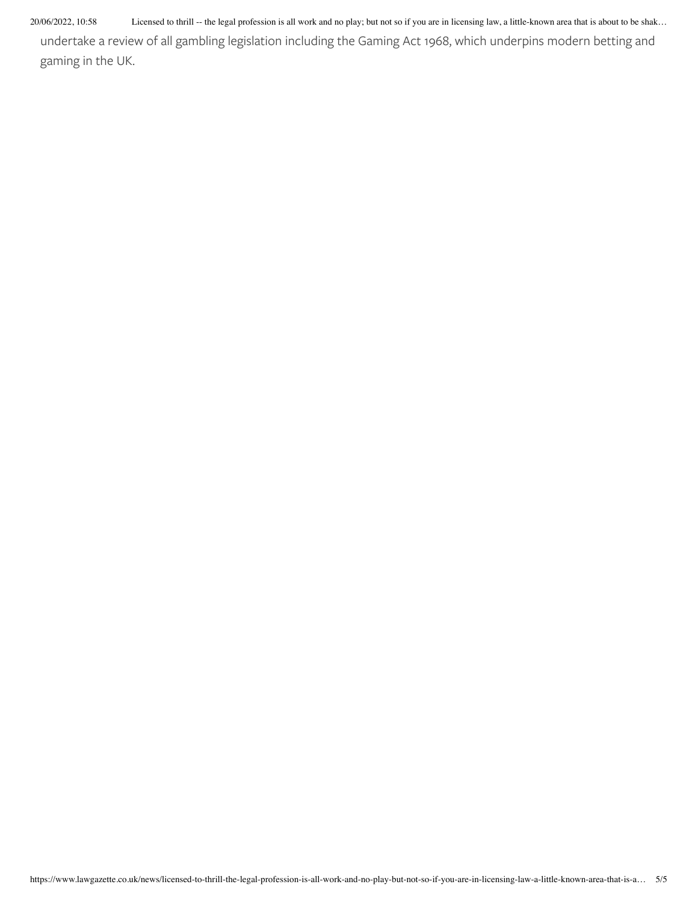undertake a review of all gambling legislation including the Gaming Act 1968, which underpins modern betting and gaming in the UK.